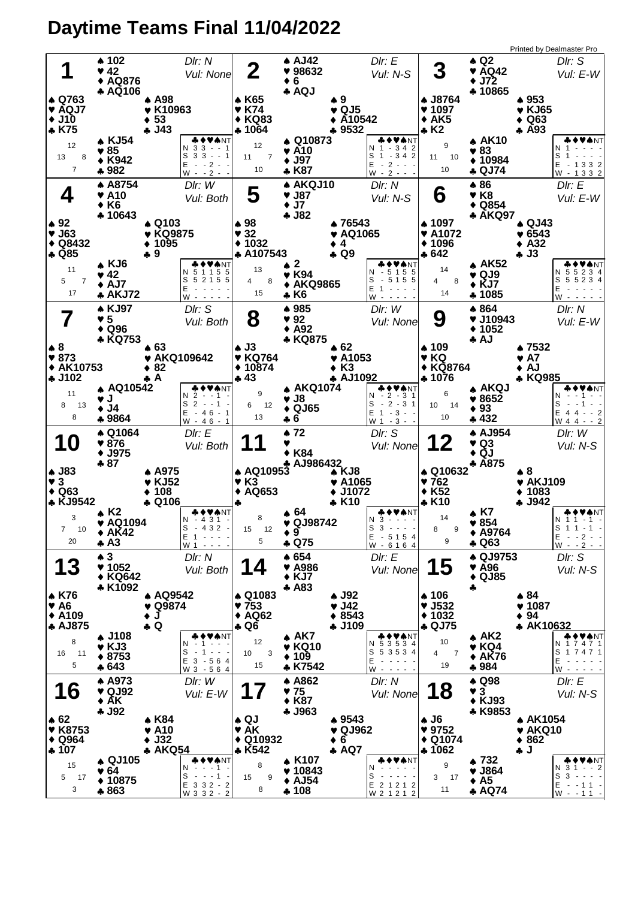# Daytime Teams Final 11/04/2022

Printed by Dealmaster Pro

## Board 1

Dlr: N — Vul: None

- North: ♠ 102 ♥ 42 ♦ AQ876 ♣ AQ106
- West: ♠ Q763 ♥ AQJ7 ♦ J10 ♣ K75
- East: ♠ A98 ♥ K10963 ♦ 53 ♣ J43
- South: ♠ KJ54 ♥ 85 ♦ K942 ♣ 982

HCP: N 12, W 13, E 8, S 7

| | ♣ | ♦ | ♥ | ♠ | NT |
|---|---|---|---|---|---|
| N | 3 | 3 | - | - | 1 |
| S | 3 | 3 | - | - | 1 |
| E | - | - | 2 | - | - |
| W | - | - | 2 | - | - |

## Board 2

Dlr: E — Vul: N-S

- North: ♠ AJ42 ♥ 98632 ♦ 6 ♣ AQJ
- West: ♠ K65 ♥ K74 ♦ KQ83 ♣ 1064
- East: ♠ 9 ♥ QJ5 ♦ A10542 ♣ 9532
- South: ♠ Q10873 ♥ A10 ♦ J97 ♣ K87

HCP: N 12, W 11, E 7, S 10

| | ♣ | ♦ | ♥ | ♠ | NT |
|---|---|---|---|---|---|
| N | 1 | - | 3 | 4 | 2 |
| S | 1 | - | 3 | 4 | 2 |
| E | - | 2 | - | - | - |
| W | - | 2 | - | - | - |

## Board 3

Dlr: S — Vul: E-W

- North: ♠ Q2 ♥ AQ42 ♦ J72 ♣ 10865
- West: ♠ J8764 ♥ 1097 ♦ AK5 ♣ K2
- East: ♠ 953 ♥ KJ65 ♦ Q63 ♣ A93
- South: ♠ AK10 ♥ 83 ♦ 10984 ♣ QJ74

HCP: N 9, W 11, E 10, S 10

| | ♣ | ♦ | ♥ | ♠ | NT |
|---|---|---|---|---|---|
| N | 1 | - | - | - | - |
| S | 1 | - | - | - | - |
| E | - | 1 | 3 | 3 | 2 |
| W | - | 1 | 3 | 3 | 2 |

## Board 4

Dlr: W — Vul: Both

- North: ♠ A8754 ♥ A10 ♦ K6 ♣ 10643
- West: ♠ 92 ♥ J63 ♦ Q8432 ♣ Q85
- East: ♠ Q103 ♥ KQ9875 ♦ 1095 ♣ 9
- South: ♠ KJ6 ♥ 42 ♦ AJ7 ♣ AKJ72

HCP: N 11, W 5, E 7, S 17

| | ♣ | ♦ | ♥ | ♠ | NT |
|---|---|---|---|---|---|
| N | 5 | 1 | 1 | 5 | 5 |
| S | 5 | 2 | 1 | 5 | 5 |
| E | - | - | - | - | - |
| W | - | - | - | - | - |

## Board 5

Dlr: N — Vul: N-S

- North: ♠ AKQJ10 ♥ J87 ♦ J7 ♣ J82
- West: ♠ 98 ♥ 32 ♦ 1032 ♣ A107543
- East: ♠ 76543 ♥ AQ1065 ♦ 4 ♣ Q9
- South: ♠ 2 ♥ K94 ♦ AKQ9865 ♣ K6

HCP: N 13, W 4, E 8, S 15

| | ♣ | ♦ | ♥ | ♠ | NT |
|---|---|---|---|---|---|
| N | - | 5 | 1 | 5 | 5 |
| S | - | 5 | 1 | 5 | 5 |
| E | 1 | - | - | - | - |
| W | - | - | - | - | - |

## Board 6

Dlr: E — Vul: E-W

- North: ♠ 86 ♥ K8 ♦ Q854 ♣ AKQ97
- West: ♠ 1097 ♥ A1072 ♦ 1096 ♣ 642
- East: ♠ QJ43 ♥ 6543 ♦ A32 ♣ J3
- South: ♠ AK52 ♥ QJ9 ♦ KJ7 ♣ 1085

HCP: N 14, W 4, E 8, S 14

| | ♣ | ♦ | ♥ | ♠ | NT |
|---|---|---|---|---|---|
| N | 5 | 5 | 2 | 3 | 4 |
| S | 5 | 5 | 2 | 3 | 4 |
| E | - | - | - | - | - |
| W | - | - | - | - | - |

## Board 7

Dlr: S — Vul: Both

- North: ♠ KJ97 ♥ 5 ♦ Q96 ♣ KQ753
- West: ♠ 8 ♥ 873 ♦ AK10753 ♣ J102
- East: ♠ 63 ♥ AKQ109642 ♦ 82 ♣ A
- South: ♠ AQ10542 ♥ J ♦ J4 ♣ 9864

HCP: N 11, W 8, E 13, S 8

| | ♣ | ♦ | ♥ | ♠ | NT |
|---|---|---|---|---|---|
| N | 2 | - | - | 1 | - |
| S | 2 | - | - | 1 | - |
| E | - | 4 | 6 | - | 1 |
| W | - | 4 | 6 | - | 1 |

## Board 8

Dlr: W — Vul: None

- North: ♠ 985 ♥ 92 ♦ A92 ♣ KQ875
- West: ♠ J3 ♥ KQ764 ♦ 10874 ♣ 43
- East: ♠ 62 ♥ A1053 ♦ K3 ♣ AJ1092
- South: ♠ AKQ1074 ♥ J8 ♦ QJ65 ♣ 6

HCP: N 9, W 6, E 12, S 13

| | ♣ | ♦ | ♥ | ♠ | NT |
|---|---|---|---|---|---|
| N | - | 2 | - | 3 | 1 |
| S | - | 2 | - | 3 | 1 |
| E | 1 | - | 3 | - | - |
| W | 1 | - | 3 | - | - |

## Board 9

Dlr: N — Vul: E-W

- North: ♠ 864 ♥ J10943 ♦ 1052 ♣ AJ
- West: ♠ 109 ♥ KQ ♦ KQ8764 ♣ 1076
- East: ♠ 7532 ♥ A7 ♦ AJ ♣ KQ985
- South: ♠ AKQJ ♥ 8652 ♦ 93 ♣ 432

HCP: N 6, W 10, E 14, S 10

| | ♣ | ♦ | ♥ | ♠ | NT |
|---|---|---|---|---|---|
| N | - | - | 1 | - | - |
| S | - | - | 1 | - | - |
| E | 4 | 4 | - | - | 2 |
| W | 4 | 4 | - | - | 2 |

## Board 10

Dlr: E — Vul: Both

- North: ♠ Q1064 ♥ 876 ♦ J975 ♣ 87
- West: ♠ J83 ♥ 3 ♦ Q63 ♣ KJ9542
- East: ♠ A975 ♥ KJ52 ♦ 108 ♣ Q106
- South: ♠ K2 ♥ AQ1094 ♦ AK42 ♣ A3

HCP: N 3, W 7, E 10, S 20

| | ♣ | ♦ | ♥ | ♠ | NT |
|---|---|---|---|---|---|
| N | - | 4 | 3 | 1 | - |
| S | - | 4 | 3 | 2 | - |
| E | 1 | - | - | - | - |
| W | 1 | - | - | - | - |

## Board 11

Dlr: S — Vul: None

- North: ♠ 72 ♥ — ♦ K84 ♣ AJ986432
- West: ♠ AQ10953 ♥ K3 ♦ AQ653 ♣ —
- East: ♠ KJ8 ♥ A1065 ♦ J1072 ♣ K10
- South: ♠ 64 ♥ QJ98742 ♦ 9 ♣ Q75

HCP: N 8, W 15, E 12, S 5

| | ♣ | ♦ | ♥ | ♠ | NT |
|---|---|---|---|---|---|
| N | 3 | - | - | - | - |
| S | 3 | - | - | - | - |
| E | - | 5 | 1 | 5 | 4 |
| W | - | 6 | 1 | 6 | 4 |

## Board 12

Dlr: W — Vul: N-S

- North: ♠ AJ954 ♥ Q3 ♦ QJ ♣ A875
- West: ♠ Q10632 ♥ 762 ♦ K52 ♣ K10
- East: ♠ 8 ♥ AKJ109 ♦ 1083 ♣ J942
- South: ♠ K7 ♥ 854 ♦ A9764 ♣ Q63

HCP: N 14, W 8, E 9, S 9

| | ♣ | ♦ | ♥ | ♠ | NT |
|---|---|---|---|---|---|
| N | 1 | 1 | - | 1 | - |
| S | 1 | 1 | - | 1 | - |
| E | - | - | 2 | - | - |
| W | - | - | 2 | - | - |

## Board 13

Dlr: N — Vul: Both

- North: ♠ 3 ♥ 1052 ♦ KQ642 ♣ K1092
- West: ♠ K76 ♥ A6 ♦ A109 ♣ AJ875
- East: ♠ AQ9542 ♥ Q9874 ♦ J ♣ Q
- South: ♠ J108 ♥ KJ3 ♦ 8753 ♣ 643

HCP: N 8, W 16, E 11, S 5

| | ♣ | ♦ | ♥ | ♠ | NT |
|---|---|---|---|---|---|
| N | - | 1 | - | - | - |
| S | - | 1 | - | - | - |
| E | 3 | - | 5 | 6 | 4 |
| W | 3 | - | 5 | 6 | 4 |

## Board 14

Dlr: E — Vul: None

- North: ♠ 654 ♥ A986 ♦ KJ7 ♣ A83
- West: ♠ Q1083 ♥ 753 ♦ AQ62 ♣ Q6
- East: ♠ J92 ♥ J42 ♦ 8543 ♣ J109
- South: ♠ AK7 ♥ KQ10 ♦ 109 ♣ K7542

HCP: N 12, W 10, E 3, S 15

| | ♣ | ♦ | ♥ | ♠ | NT |
|---|---|---|---|---|---|
| N | 5 | 3 | 5 | 3 | 4 |
| S | 5 | 3 | 5 | 3 | 4 |
| E | - | - | - | - | - |
| W | - | - | - | - | - |

## Board 15

Dlr: S — Vul: N-S

- North: ♠ QJ9753 ♥ A96 ♦ QJ85 ♣ —
- West: ♠ 106 ♥ J532 ♦ 1032 ♣ QJ75
- East: ♠ 84 ♥ 1087 ♦ 94 ♣ AK10632
- South: ♠ AK2 ♥ KQ4 ♦ AK76 ♣ 984

HCP: N 10, W 4, E 7, S 19

| | ♣ | ♦ | ♥ | ♠ | NT |
|---|---|---|---|---|---|
| N | 1 | 7 | 4 | 7 | 1 |
| S | 1 | 7 | 4 | 7 | 1 |
| E | - | - | - | - | - |
| W | - | - | - | - | - |

## Board 16

Dlr: W — Vul: E-W

- North: ♠ A973 ♥ QJ92 ♦ AK ♣ J92
- West: ♠ 62 ♥ K8753 ♦ Q964 ♣ 107
- East: ♠ K84 ♥ A10 ♦ J32 ♣ AKQ54
- South: ♠ QJ105 ♥ 64 ♦ 10875 ♣ 863

HCP: N 15, W 5, E 17, S 3

| | ♣ | ♦ | ♥ | ♠ | NT |
|---|---|---|---|---|---|
| N | - | - | - | 1 | - |
| S | - | - | - | 1 | - |
| E | 3 | 3 | 2 | - | 2 |
| W | 3 | 3 | 2 | - | 2 |

## Board 17

Dlr: N — Vul: None

- North: ♠ A862 ♥ 75 ♦ K87 ♣ J963
- West: ♠ QJ ♥ AK ♦ Q10932 ♣ K542
- East: ♠ 9543 ♥ QJ962 ♦ 6 ♣ AQ7
- South: ♠ K107 ♥ 10843 ♦ AJ54 ♣ 108

HCP: N 8, W 15, E 9, S 8

| | ♣ | ♦ | ♥ | ♠ | NT |
|---|---|---|---|---|---|
| N | - | - | - | - | - |
| S | - | - | - | - | - |
| E | 2 | 1 | 2 | 1 | 2 |
| W | 2 | 1 | 2 | 1 | 2 |

## Board 18

Dlr: E — Vul: N-S

- North: ♠ Q98 ♥ 3 ♦ KJ93 ♣ K9853
- West: ♠ J6 ♥ 9752 ♦ Q1074 ♣ 1062
- East: ♠ AK1054 ♥ AKQ10 ♦ 862 ♣ J
- South: ♠ 732 ♥ J864 ♦ A5 ♣ AQ74

HCP: N 9, W 3, E 17, S 11

| | ♣ | ♦ | ♥ | ♠ | NT |
|---|---|---|---|---|---|
| N | 3 | 1 | - | - | 2 |
| S | 3 | - | - | - | - |
| E | - | - | 1 | 1 | - |
| W | - | - | 1 | 1 | - |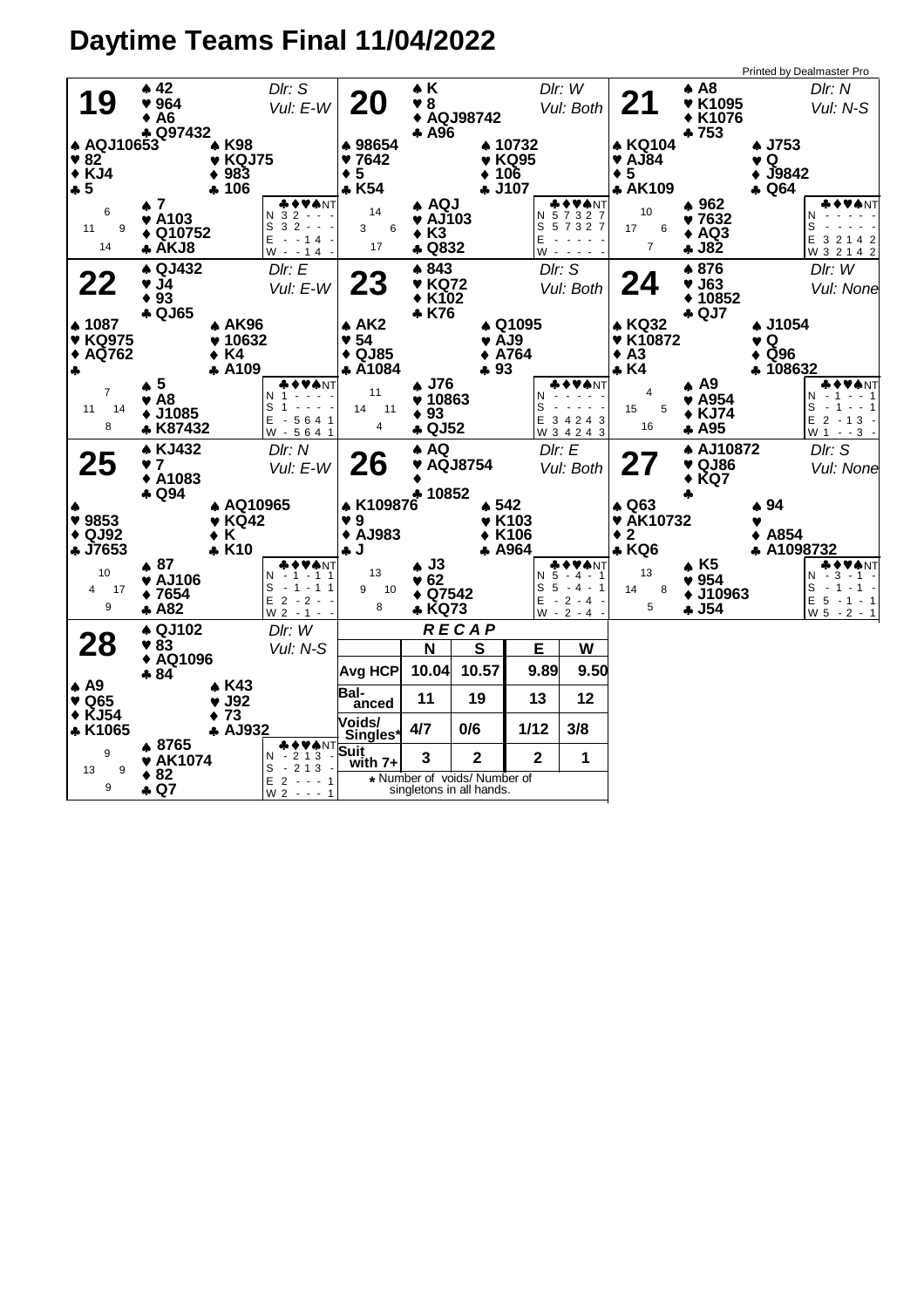# Daytime Teams Final 11/04/2022

## Board 19
Dlr: S — Vul: E-W

North: ♠ 42 ♥ 964 ♦ A6 ♣ Q97432

West: ♠ AQJ10653 ♥ 82 ♦ KJ4 ♣ 5

East: ♠ K98 ♥ KQJ75 ♦ 983 ♣ 106

South: ♠ 7 ♥ A103 ♦ Q10752 ♣ AKJ8

HCP: N 6, E 9, S 14, W 11

| | ♣ | ♦ | ♥ | ♠ | NT |
|---|---|---|---|---|---|
| N | 3 | 2 | - | - | - |
| S | 3 | 2 | - | - | - |
| E | - | - | 1 | 4 | - |
| W | - | - | 1 | 4 | - |

## Board 20
Dlr: W — Vul: Both

North: ♠ K ♥ 8 ♦ AQJ98742 ♣ A96

West: ♠ 98654 ♥ 7642 ♦ 5 ♣ K54

East: ♠ 10732 ♥ KQ95 ♦ 106 ♣ J107

South: ♠ AQJ ♥ AJ103 ♦ K3 ♣ Q832

HCP: N 14, E 6, S 17, W 3

| | ♣ | ♦ | ♥ | ♠ | NT |
|---|---|---|---|---|---|
| N | 5 | 7 | 3 | 2 | 7 |
| S | 5 | 7 | 3 | 2 | 7 |
| E | - | - | - | - | - |
| W | - | - | - | - | - |

## Board 21
Dlr: N — Vul: N-S

North: ♠ A8 ♥ K1095 ♦ K1076 ♣ 753

West: ♠ KQ104 ♥ AJ84 ♦ 5 ♣ AK109

East: ♠ J753 ♥ Q ♦ J9842 ♣ Q64

South: ♠ 962 ♥ 7632 ♦ AQ3 ♣ J82

HCP: N 10, E 6, S 7, W 17

| | ♣ | ♦ | ♥ | ♠ | NT |
|---|---|---|---|---|---|
| N | - | - | - | - | - |
| S | - | - | - | - | - |
| E | 3 | 2 | 1 | 4 | 2 |
| W | 3 | 2 | 1 | 4 | 2 |

## Board 22
Dlr: E — Vul: E-W

North: ♠ QJ432 ♥ J4 ♦ 93 ♣ QJ65

West: ♠ 1087 ♥ KQ975 ♦ AQ762 ♣ —

East: ♠ AK96 ♥ 10632 ♦ K4 ♣ A109

South: ♠ 5 ♥ A8 ♦ J1085 ♣ K87432

HCP: N 7, E 14, S 8, W 11

| | ♣ | ♦ | ♥ | ♠ | NT |
|---|---|---|---|---|---|
| N | 1 | - | - | - | - |
| S | 1 | - | - | - | - |
| E | - | 5 | 6 | 4 | 1 |
| W | - | 5 | 6 | 4 | 1 |

## Board 23
Dlr: S — Vul: Both

North: ♠ 843 ♥ KQ72 ♦ K102 ♣ K76

West: ♠ AK2 ♥ 54 ♦ QJ85 ♣ A1084

East: ♠ Q1095 ♥ AJ9 ♦ A764 ♣ 93

South: ♠ J76 ♥ 10863 ♦ 93 ♣ QJ52

HCP: N 11, E 11, S 4, W 14

| | ♣ | ♦ | ♥ | ♠ | NT |
|---|---|---|---|---|---|
| N | - | - | - | - | - |
| S | - | - | - | - | - |
| E | 3 | 4 | 2 | 4 | 3 |
| W | 3 | 4 | 2 | 4 | 3 |

## Board 24
Dlr: W — Vul: None

North: ♠ 876 ♥ J63 ♦ 10852 ♣ QJ7

West: ♠ KQ32 ♥ K10872 ♦ A3 ♣ K4

East: ♠ J1054 ♥ Q ♦ Q96 ♣ 108632

South: ♠ A9 ♥ A954 ♦ KJ74 ♣ A95

HCP: N 4, E 5, S 16, W 15

| | ♣ | ♦ | ♥ | ♠ | NT |
|---|---|---|---|---|---|
| N | - | 1 | - | - | 1 |
| S | - | 1 | - | - | 1 |
| E | 2 | - | 1 | 3 | - |
| W | 1 | - | - | 3 | - |

## Board 25
Dlr: N — Vul: E-W

North: ♠ KJ432 ♥ 7 ♦ A1083 ♣ Q94

West: ♠ — ♥ 9853 ♦ QJ92 ♣ J7653

East: ♠ AQ10965 ♥ KQ42 ♦ K ♣ K10

South: ♠ 87 ♥ AJ106 ♦ 7654 ♣ A82

HCP: N 10, E 17, S 9, W 4

| | ♣ | ♦ | ♥ | ♠ | NT |
|---|---|---|---|---|---|
| N | - | 1 | - | 1 | 1 |
| S | - | 1 | - | 1 | 1 |
| E | 2 | - | 2 | - | - |
| W | 2 | - | 1 | - | - |

## Board 26
Dlr: E — Vul: Both

North: ♠ AQ ♥ AQJ8754 ♦ — ♣ 10852

West: ♠ K109876 ♥ 9 ♦ AJ983 ♣ J

East: ♠ 542 ♥ K103 ♦ K106 ♣ A964

South: ♠ J3 ♥ 62 ♦ Q7542 ♣ KQ73

HCP: N 13, E 10, S 8, W 9

| | ♣ | ♦ | ♥ | ♠ | NT |
|---|---|---|---|---|---|
| N | 5 | - | 4 | - | 1 |
| S | 5 | - | 4 | - | 1 |
| E | - | 2 | - | 4 | - |
| W | - | 2 | - | 4 | - |

## Board 27
Dlr: S — Vul: None

North: ♠ AJ10872 ♥ QJ86 ♦ KQ7 ♣ —

West: ♠ Q63 ♥ AK10732 ♦ 2 ♣ KQ6

East: ♠ 94 ♥ — ♦ A854 ♣ A1098732

South: ♠ K5 ♥ 954 ♦ J10963 ♣ J54

HCP: N 13, E 8, S 5, W 14

| | ♣ | ♦ | ♥ | ♠ | NT |
|---|---|---|---|---|---|
| N | - | 3 | - | 1 | - |
| S | - | 1 | - | 1 | - |
| E | 5 | - | 1 | - | 1 |
| W | 5 | - | 2 | - | 1 |

## Board 28
Dlr: W — Vul: N-S

North: ♠ QJ102 ♥ 83 ♦ AQ1096 ♣ 84

West: ♠ A9 ♥ Q65 ♦ KJ54 ♣ K1065

East: ♠ K43 ♥ J92 ♦ 73 ♣ AJ932

South: ♠ 8765 ♥ AK1074 ♦ 82 ♣ Q7

HCP: N 9, E 9, S 9, W 13

| | ♣ | ♦ | ♥ | ♠ | NT |
|---|---|---|---|---|---|
| N | - | 2 | 1 | 3 | - |
| S | - | 2 | 1 | 3 | - |
| E | 2 | - | - | - | 1 |
| W | 2 | - | - | - | 1 |

## RECAP

| | N | S | E | W |
|---|---|---|---|---|
| Avg HCP | 10.04 | 10.57 | 9.89 | 9.50 |
| Balanced | 11 | 19 | 13 | 12 |
| Voids/ Singles* | 4/7 | 0/6 | 1/12 | 3/8 |
| Suit with 7+ | 3 | 2 | 2 | 1 |

\* Number of voids/ Number of singletons in all hands.